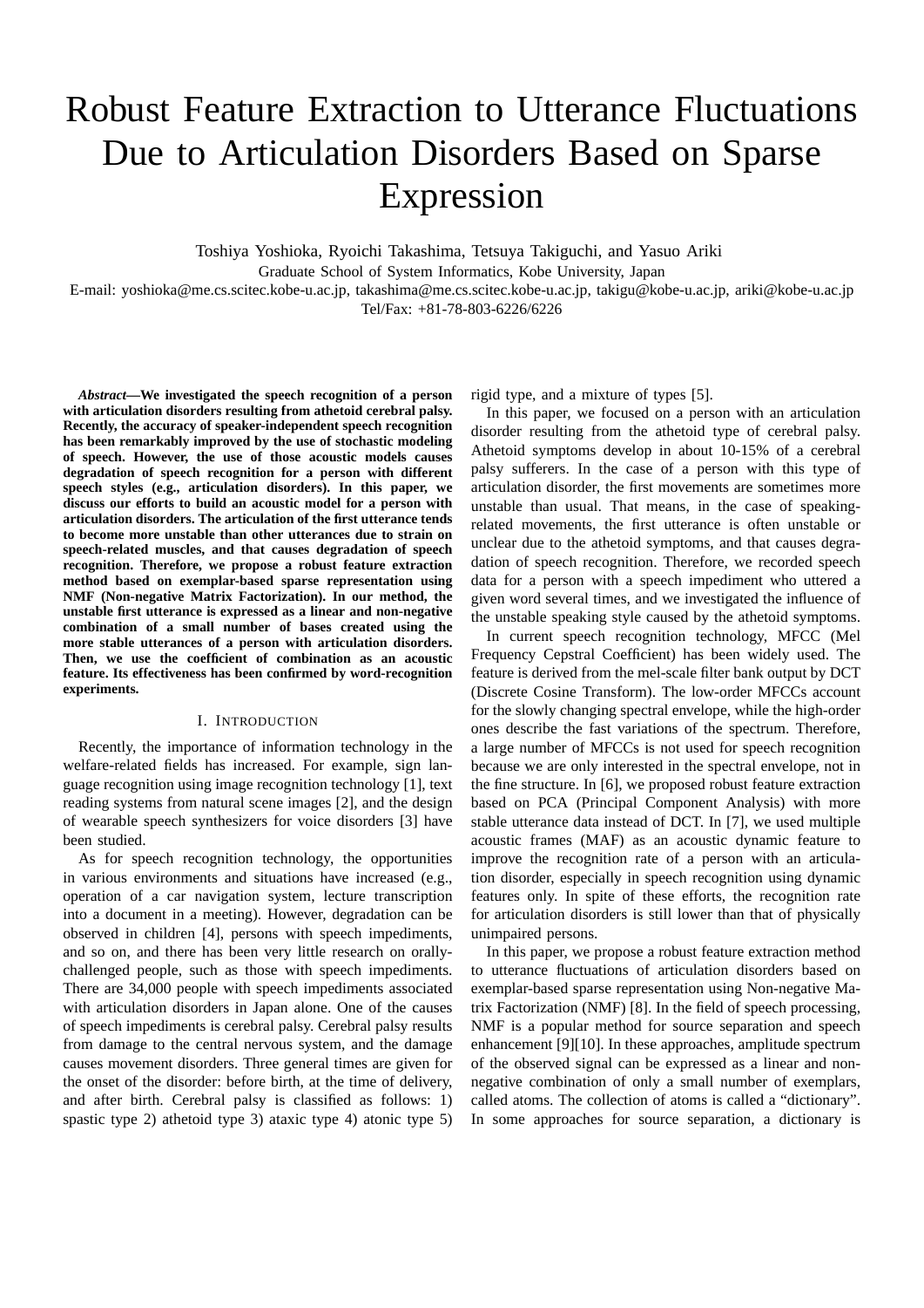# Robust Feature Extraction to Utterance Fluctuations Due to Articulation Disorders Based on Sparse Expression

Toshiya Yoshioka, Ryoichi Takashima, Tetsuya Takiguchi, and Yasuo Ariki

Graduate School of System Informatics, Kobe University, Japan

E-mail: yoshioka@me.cs.scitec.kobe-u.ac.jp, takashima@me.cs.scitec.kobe-u.ac.jp, takigu@kobe-u.ac.jp, ariki@kobe-u.ac.jp

Tel/Fax: +81-78-803-6226/6226

***Abstract*—We investigated the speech recognition of a person with articulation disorders resulting from athetoid cerebral palsy. Recently, the accuracy of speaker-independent speech recognition has been remarkably improved by the use of stochastic modeling of speech. However, the use of those acoustic models causes degradation of speech recognition for a person with different speech styles (e.g., articulation disorders). In this paper, we discuss our efforts to build an acoustic model for a person with articulation disorders. The articulation of the first utterance tends to become more unstable than other utterances due to strain on speech-related muscles, and that causes degradation of speech recognition. Therefore, we propose a robust feature extraction method based on exemplar-based sparse representation using NMF (Non-negative Matrix Factorization). In our method, the unstable first utterance is expressed as a linear and non-negative combination of a small number of bases created using the more stable utterances of a person with articulation disorders. Then, we use the coefficient of combination as an acoustic feature. Its effectiveness has been confirmed by word-recognition experiments.**

## I. Introduction

Recently, the importance of information technology in the welfare-related fields has increased. For example, sign language recognition using image recognition technology [1], text reading systems from natural scene images [2], and the design of wearable speech synthesizers for voice disorders [3] have been studied.

As for speech recognition technology, the opportunities in various environments and situations have increased (e.g., operation of a car navigation system, lecture transcription into a document in a meeting). However, degradation can be observed in children [4], persons with speech impediments, and so on, and there has been very little research on orally-challenged people, such as those with speech impediments. There are 34,000 people with speech impediments associated with articulation disorders in Japan alone. One of the causes of speech impediments is cerebral palsy. Cerebral palsy results from damage to the central nervous system, and the damage causes movement disorders. Three general times are given for the onset of the disorder: before birth, at the time of delivery, and after birth. Cerebral palsy is classified as follows: 1) spastic type 2) athetoid type 3) ataxic type 4) atonic type 5) rigid type, and a mixture of types [5].

In this paper, we focused on a person with an articulation disorder resulting from the athetoid type of cerebral palsy. Athetoid symptoms develop in about 10-15% of a cerebral palsy sufferers. In the case of a person with this type of articulation disorder, the first movements are sometimes more unstable than usual. That means, in the case of speaking-related movements, the first utterance is often unstable or unclear due to the athetoid symptoms, and that causes degradation of speech recognition. Therefore, we recorded speech data for a person with a speech impediment who uttered a given word several times, and we investigated the influence of the unstable speaking style caused by the athetoid symptoms.

In current speech recognition technology, MFCC (Mel Frequency Cepstral Coefficient) has been widely used. The feature is derived from the mel-scale filter bank output by DCT (Discrete Cosine Transform). The low-order MFCCs account for the slowly changing spectral envelope, while the high-order ones describe the fast variations of the spectrum. Therefore, a large number of MFCCs is not used for speech recognition because we are only interested in the spectral envelope, not in the fine structure. In [6], we proposed robust feature extraction based on PCA (Principal Component Analysis) with more stable utterance data instead of DCT. In [7], we used multiple acoustic frames (MAF) as an acoustic dynamic feature to improve the recognition rate of a person with an articulation disorder, especially in speech recognition using dynamic features only. In spite of these efforts, the recognition rate for articulation disorders is still lower than that of physically unimpaired persons.

In this paper, we propose a robust feature extraction method to utterance fluctuations of articulation disorders based on exemplar-based sparse representation using Non-negative Matrix Factorization (NMF) [8]. In the field of speech processing, NMF is a popular method for source separation and speech enhancement [9][10]. In these approaches, amplitude spectrum of the observed signal can be expressed as a linear and non-negative combination of only a small number of exemplars, called atoms. The collection of atoms is called a "dictionary". In some approaches for source separation, a dictionary is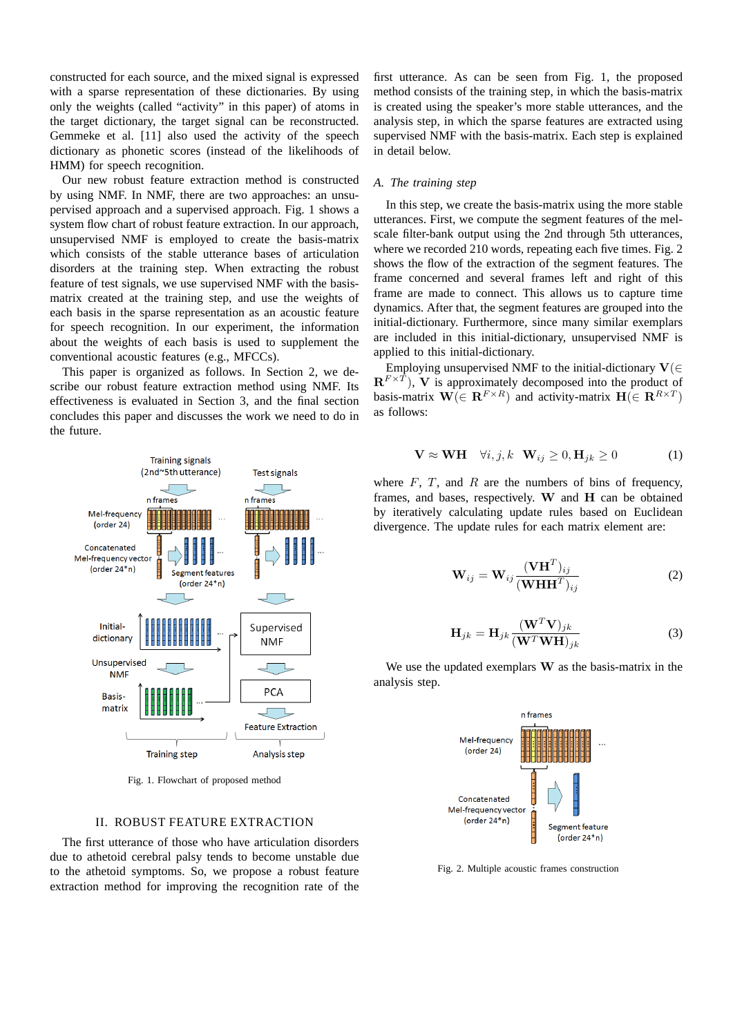constructed for each source, and the mixed signal is expressed with a sparse representation of these dictionaries. By using only the weights (called "activity" in this paper) of atoms in the target dictionary, the target signal can be reconstructed. Gemmeke et al. [11] also used the activity of the speech dictionary as phonetic scores (instead of the likelihoods of HMM) for speech recognition.

Our new robust feature extraction method is constructed by using NMF. In NMF, there are two approaches: an unsupervised approach and a supervised approach. Fig. 1 shows a system flow chart of robust feature extraction. In our approach, unsupervised NMF is employed to create the basis-matrix which consists of the stable utterance bases of articulation disorders at the training step. When extracting the robust feature of test signals, we use supervised NMF with the basis-matrix created at the training step, and use the weights of each basis in the sparse representation as an acoustic feature for speech recognition. In our experiment, the information about the weights of each basis is used to supplement the conventional acoustic features (e.g., MFCCs).

This paper is organized as follows. In Section 2, we describe our robust feature extraction method using NMF. Its effectiveness is evaluated in Section 3, and the final section concludes this paper and discusses the work we need to do in the future.

Fig. 1. Flowchart of proposed method

## II. ROBUST FEATURE EXTRACTION

The first utterance of those who have articulation disorders due to athetoid cerebral palsy tends to become unstable due to the athetoid symptoms. So, we propose a robust feature extraction method for improving the recognition rate of the first utterance. As can be seen from Fig. 1, the proposed method consists of the training step, in which the basis-matrix is created using the speaker's more stable utterances, and the analysis step, in which the sparse features are extracted using supervised NMF with the basis-matrix. Each step is explained in detail below.

### *A. The training step*

In this step, we create the basis-matrix using the more stable utterances. First, we compute the segment features of the mel-scale filter-bank output using the 2nd through 5th utterances, where we recorded 210 words, repeating each five times. Fig. 2 shows the flow of the extraction of the segment features. The frame concerned and several frames left and right of this frame are made to connect. This allows us to capture time dynamics. After that, the segment features are grouped into the initial-dictionary. Furthermore, since many similar exemplars are included in this initial-dictionary, unsupervised NMF is applied to this initial-dictionary.

Employing unsupervised NMF to the initial-dictionary $\mathbf{V}(\in \mathbf{R}^{F \times T})$, $\mathbf{V}$ is approximately decomposed into the product of basis-matrix $\mathbf{W}(\in \mathbf{R}^{F \times R})$ and activity-matrix $\mathbf{H}(\in \mathbf{R}^{R \times T})$ as follows:

$$\mathbf{V} \approx \mathbf{W}\mathbf{H} \quad \forall i,j,k \;\; \mathbf{W}_{ij} \geq 0, \mathbf{H}_{jk} \geq 0 \tag{1}$$

where $F$, $T$, and $R$ are the numbers of bins of frequency, frames, and bases, respectively. $\mathbf{W}$ and $\mathbf{H}$ can be obtained by iteratively calculating update rules based on Euclidean divergence. The update rules for each matrix element are:

$$\mathbf{W}_{ij} = \mathbf{W}_{ij} \frac{(\mathbf{V}\mathbf{H}^T)_{ij}}{(\mathbf{W}\mathbf{H}\mathbf{H}^T)_{ij}} \tag{2}$$

$$\mathbf{H}_{jk} = \mathbf{H}_{jk} \frac{(\mathbf{W}^T\mathbf{V})_{jk}}{(\mathbf{W}^T\mathbf{W}\mathbf{H})_{jk}} \tag{3}$$

We use the updated exemplars $\mathbf{W}$ as the basis-matrix in the analysis step.

Fig. 2. Multiple acoustic frames construction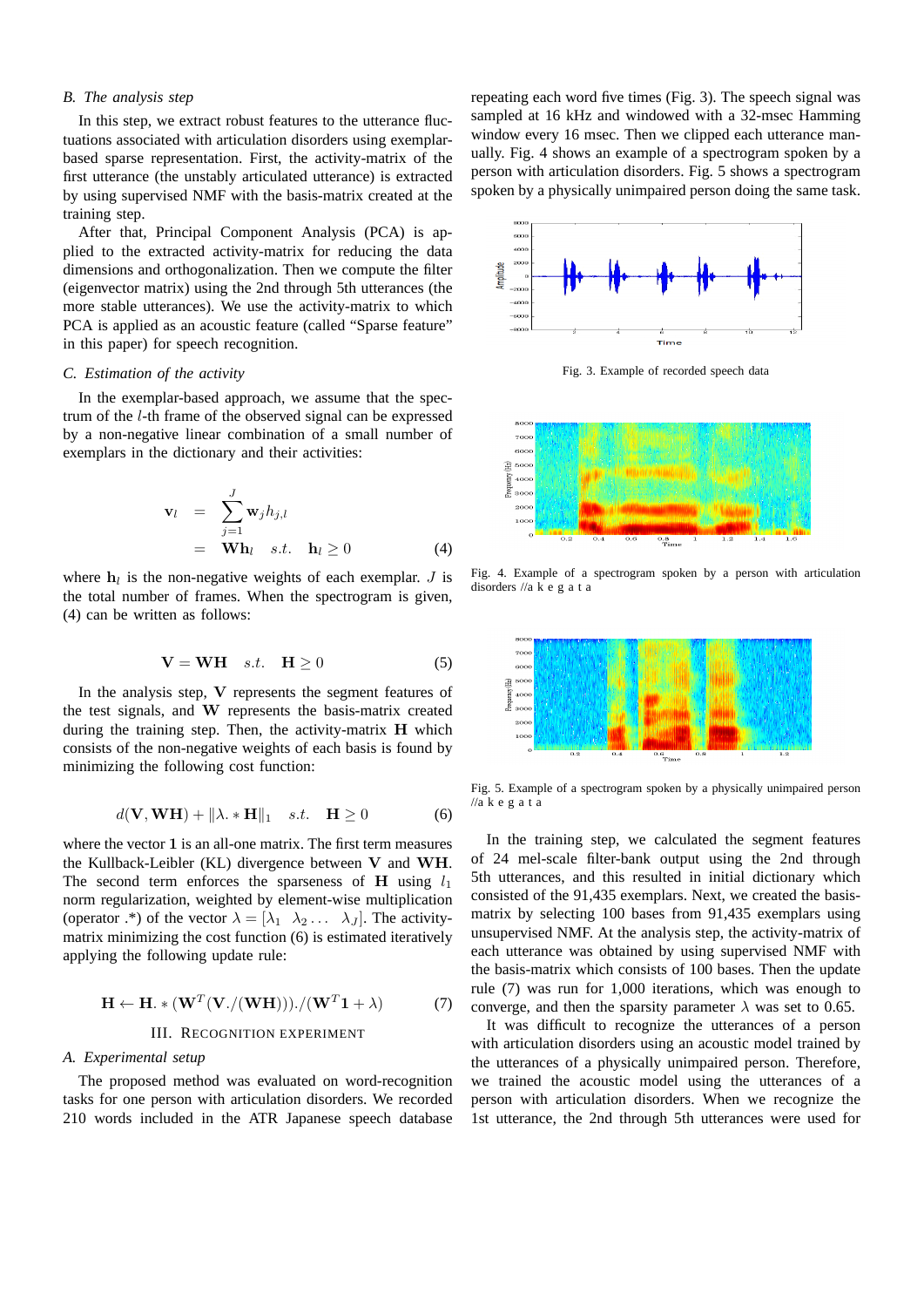### B. The analysis step

In this step, we extract robust features to the utterance fluctuations associated with articulation disorders using exemplar-based sparse representation. First, the activity-matrix of the first utterance (the unstably articulated utterance) is extracted by using supervised NMF with the basis-matrix created at the training step.

After that, Principal Component Analysis (PCA) is applied to the extracted activity-matrix for reducing the data dimensions and orthogonalization. Then we compute the filter (eigenvector matrix) using the 2nd through 5th utterances (the more stable utterances). We use the activity-matrix to which PCA is applied as an acoustic feature (called "Sparse feature" in this paper) for speech recognition.

### C. Estimation of the activity

In the exemplar-based approach, we assume that the spectrum of the $l$-th frame of the observed signal can be expressed by a non-negative linear combination of a small number of exemplars in the dictionary and their activities:

$$\begin{aligned} \mathbf{v}_l &= \sum_{j=1}^{J} \mathbf{w}_j h_{j,l} \\ &= \mathbf{W}\mathbf{h}_l \quad s.t. \quad \mathbf{h}_l \geq 0 \end{aligned} \tag{4}$$

where $\mathbf{h}_l$ is the non-negative weights of each exemplar. $J$ is the total number of frames. When the spectrogram is given, (4) can be written as follows:

$$\mathbf{V} = \mathbf{W}\mathbf{H} \quad s.t. \quad \mathbf{H} \geq 0 \tag{5}$$

In the analysis step, $\mathbf{V}$ represents the segment features of the test signals, and $\mathbf{W}$ represents the basis-matrix created during the training step. Then, the activity-matrix $\mathbf{H}$ which consists of the non-negative weights of each basis is found by minimizing the following cost function:

$$d(\mathbf{V}, \mathbf{W}\mathbf{H}) + \|\lambda .* \mathbf{H}\|_1 \quad s.t. \quad \mathbf{H} \geq 0 \tag{6}$$

where the vector $\mathbf{1}$ is an all-one matrix. The first term measures the Kullback-Leibler (KL) divergence between $\mathbf{V}$ and $\mathbf{W}\mathbf{H}$. The second term enforces the sparseness of $\mathbf{H}$ using $l_1$ norm regularization, weighted by element-wise multiplication (operator .*) of the vector $\lambda = [\lambda_1 \ \ \lambda_2 \dots \ \ \lambda_J]$. The activity-matrix minimizing the cost function (6) is estimated iteratively applying the following update rule:

$$\mathbf{H} \leftarrow \mathbf{H} .* (\mathbf{W}^T(\mathbf{V}./(\mathbf{W}\mathbf{H}))) ./ (\mathbf{W}^T\mathbf{1} + \lambda) \tag{7}$$

## III. Recognition Experiment

### A. Experimental setup

The proposed method was evaluated on word-recognition tasks for one person with articulation disorders. We recorded 210 words included in the ATR Japanese speech database repeating each word five times (Fig. 3). The speech signal was sampled at 16 kHz and windowed with a 32-msec Hamming window every 16 msec. Then we clipped each utterance manually. Fig. 4 shows an example of a spectrogram spoken by a person with articulation disorders. Fig. 5 shows a spectrogram spoken by a physically unimpaired person doing the same task.

Fig. 3. Example of recorded speech data

Fig. 4. Example of a spectrogram spoken by a person with articulation disorders //a k e g a t a

Fig. 5. Example of a spectrogram spoken by a physically unimpaired person //a k e g a t a

In the training step, we calculated the segment features of 24 mel-scale filter-bank output using the 2nd through 5th utterances, and this resulted in initial dictionary which consisted of the 91,435 exemplars. Next, we created the basis-matrix by selecting 100 bases from 91,435 exemplars using unsupervised NMF. At the analysis step, the activity-matrix of each utterance was obtained by using supervised NMF with the basis-matrix which consists of 100 bases. Then the update rule (7) was run for 1,000 iterations, which was enough to converge, and then the sparsity parameter $\lambda$ was set to 0.65.

It was difficult to recognize the utterances of a person with articulation disorders using an acoustic model trained by the utterances of a physically unimpaired person. Therefore, we trained the acoustic model using the utterances of a person with articulation disorders. When we recognize the 1st utterance, the 2nd through 5th utterances were used for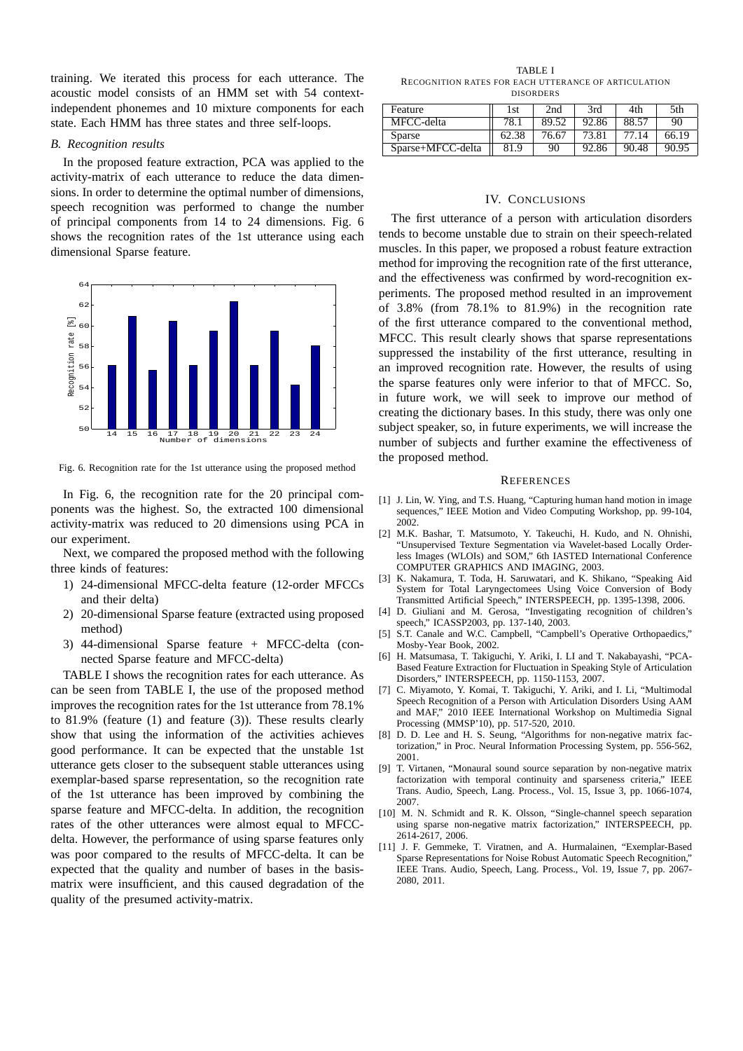training. We iterated this process for each utterance. The acoustic model consists of an HMM set with 54 context-independent phonemes and 10 mixture components for each state. Each HMM has three states and three self-loops.

### *B. Recognition results*

In the proposed feature extraction, PCA was applied to the activity-matrix of each utterance to reduce the data dimensions. In order to determine the optimal number of dimensions, speech recognition was performed to change the number of principal components from 14 to 24 dimensions. Fig. 6 shows the recognition rates of the 1st utterance using each dimensional Sparse feature.

Recognition rate [%]
64
62
60
58
56
54
52
50
14 15 16 17 18 19 20 21 22 23 24
Number of dimensions

Fig. 6. Recognition rate for the 1st utterance using the proposed method

In Fig. 6, the recognition rate for the 20 principal components was the highest. So, the extracted 100 dimensional activity-matrix was reduced to 20 dimensions using PCA in our experiment.

Next, we compared the proposed method with the following three kinds of features:

1) 24-dimensional MFCC-delta feature (12-order MFCCs and their delta)
2) 20-dimensional Sparse feature (extracted using proposed method)
3) 44-dimensional Sparse feature + MFCC-delta (connected Sparse feature and MFCC-delta)

TABLE I shows the recognition rates for each utterance. As can be seen from TABLE I, the use of the proposed method improves the recognition rates for the 1st utterance from 78.1% to 81.9% (feature (1) and feature (3)). These results clearly show that using the information of the activities achieves good performance. It can be expected that the unstable 1st utterance gets closer to the subsequent stable utterances using exemplar-based sparse representation, so the recognition rate of the 1st utterance has been improved by combining the sparse feature and MFCC-delta. In addition, the recognition rates of the other utterances were almost equal to MFCC-delta. However, the performance of using sparse features only was poor compared to the results of MFCC-delta. It can be expected that the quality and number of bases in the basis-matrix were insufficient, and this caused degradation of the quality of the presumed activity-matrix.

TABLE I
RECOGNITION RATES FOR EACH UTTERANCE OF ARTICULATION DISORDERS

| Feature | 1st | 2nd | 3rd | 4th | 5th |
|---|---|---|---|---|---|
| MFCC-delta | 78.1 | 89.52 | 92.86 | 88.57 | 90 |
| Sparse | 62.38 | 76.67 | 73.81 | 77.14 | 66.19 |
| Sparse+MFCC-delta | 81.9 | 90 | 92.86 | 90.48 | 90.95 |

## IV. CONCLUSIONS

The first utterance of a person with articulation disorders tends to become unstable due to strain on their speech-related muscles. In this paper, we proposed a robust feature extraction method for improving the recognition rate of the first utterance, and the effectiveness was confirmed by word-recognition experiments. The proposed method resulted in an improvement of 3.8% (from 78.1% to 81.9%) in the recognition rate of the first utterance compared to the conventional method, MFCC. This result clearly shows that sparse representations suppressed the instability of the first utterance, resulting in an improved recognition rate. However, the results of using the sparse features only were inferior to that of MFCC. So, in future work, we will seek to improve our method of creating the dictionary bases. In this study, there was only one subject speaker, so, in future experiments, we will increase the number of subjects and further examine the effectiveness of the proposed method.

## REFERENCES

[1] J. Lin, W. Ying, and T.S. Huang, "Capturing human hand motion in image sequences," IEEE Motion and Video Computing Workshop, pp. 99-104, 2002.

[2] M.K. Bashar, T. Matsumoto, Y. Takeuchi, H. Kudo, and N. Ohnishi, "Unsupervised Texture Segmentation via Wavelet-based Locally Orderless Images (WLOIs) and SOM," 6th IASTED International Conference COMPUTER GRAPHICS AND IMAGING, 2003.

[3] K. Nakamura, T. Toda, H. Saruwatari, and K. Shikano, "Speaking Aid System for Total Laryngectomees Using Voice Conversion of Body Transmitted Artificial Speech," INTERSPEECH, pp. 1395-1398, 2006.

[4] D. Giuliani and M. Gerosa, "Investigating recognition of children's speech," ICASSP2003, pp. 137-140, 2003.

[5] S.T. Canale and W.C. Campbell, "Campbell's Operative Orthopaedics," Mosby-Year Book, 2002.

[6] H. Matsumasa, T. Takiguchi, Y. Ariki, I. LI and T. Nakabayashi, "PCA-Based Feature Extraction for Fluctuation in Speaking Style of Articulation Disorders," INTERSPEECH, pp. 1150-1153, 2007.

[7] C. Miyamoto, Y. Komai, T. Takiguchi, Y. Ariki, and I. Li, "Multimodal Speech Recognition of a Person with Articulation Disorders Using AAM and MAF," 2010 IEEE International Workshop on Multimedia Signal Processing (MMSP'10), pp. 517-520, 2010.

[8] D. D. Lee and H. S. Seung, "Algorithms for non-negative matrix factorization," in Proc. Neural Information Processing System, pp. 556-562, 2001.

[9] T. Virtanen, "Monaural sound source separation by non-negative matrix factorization with temporal continuity and sparseness criteria," IEEE Trans. Audio, Speech, Lang. Process., Vol. 15, Issue 3, pp. 1066-1074, 2007.

[10] M. N. Schmidt and R. K. Olsson, "Single-channel speech separation using sparse non-negative matrix factorization," INTERSPEECH, pp. 2614-2617, 2006.

[11] J. F. Gemmeke, T. Viratnen, and A. Hurmalainen, "Exemplar-Based Sparse Representations for Noise Robust Automatic Speech Recognition," IEEE Trans. Audio, Speech, Lang. Process., Vol. 19, Issue 7, pp. 2067-2080, 2011.